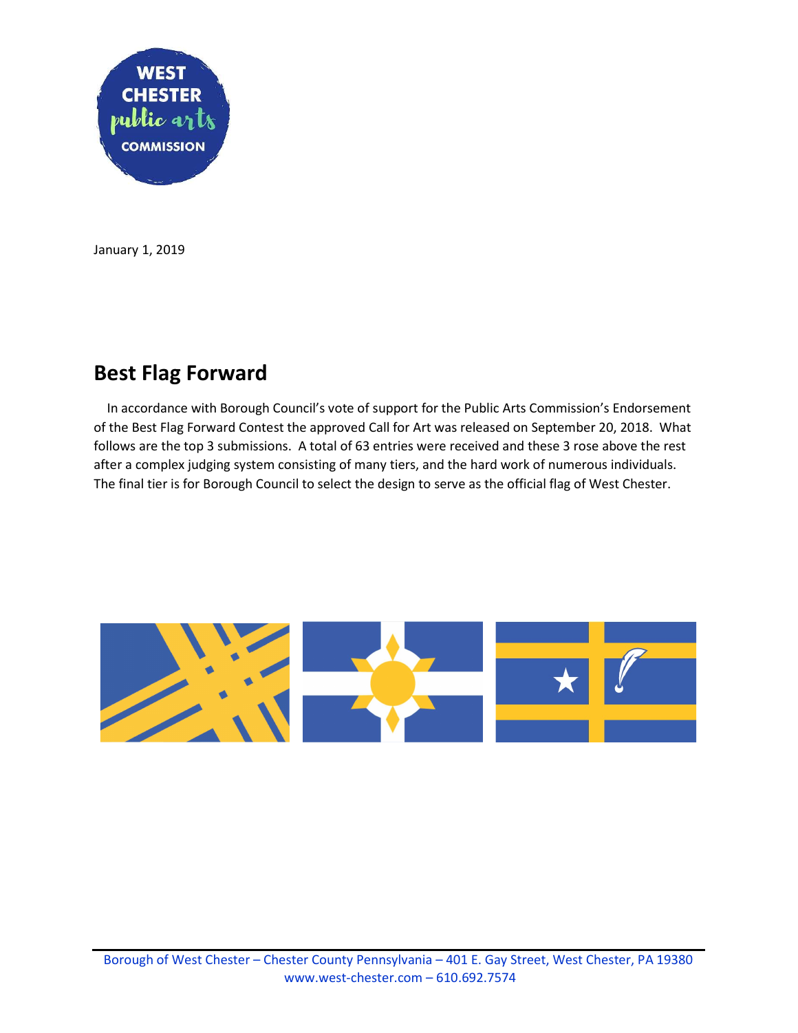January 1, 2019

## Best Flag Forward

In accordance with Borough Council's vote of support for the Public Arts Commission's Endorsement of the Best Flag Forward Contest the approved Call for Art was released on September 20, 2018. What follows are the top 3 submissions. A total of 63 entries were received and these 3 rose above the rest after a complex judging system consisting of many tiers, and the hard work of numerous individuals. The final tier is for Borough Council to select the design to serve as the official flag of West Chester.

Borough of West Chester – Chester County Pennsylvania – 401 E. Gay Street, West Chester, PA 19380
www.west-chester.com – 610.692.7574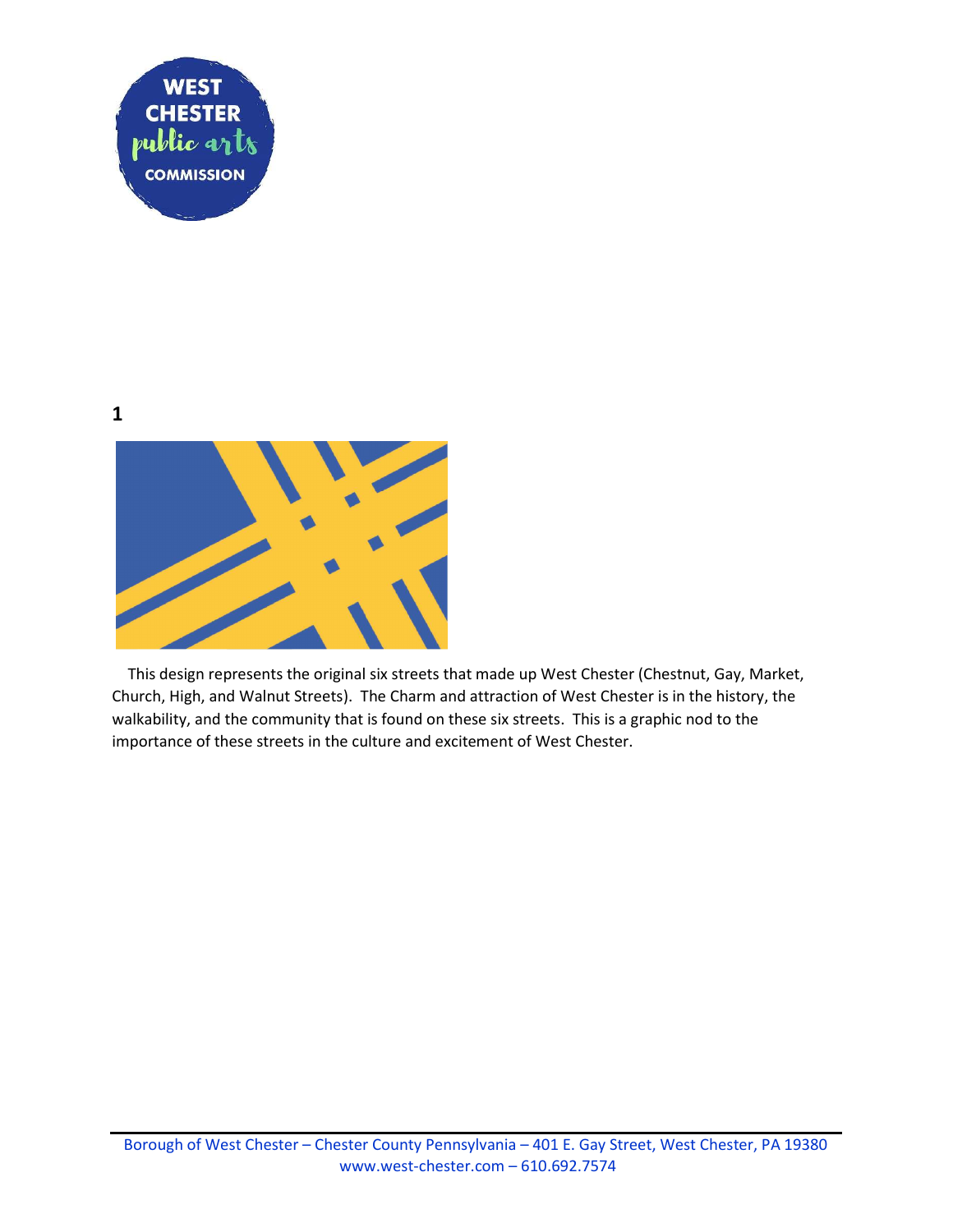**1**

This design represents the original six streets that made up West Chester (Chestnut, Gay, Market, Church, High, and Walnut Streets). The Charm and attraction of West Chester is in the history, the walkability, and the community that is found on these six streets. This is a graphic nod to the importance of these streets in the culture and excitement of West Chester.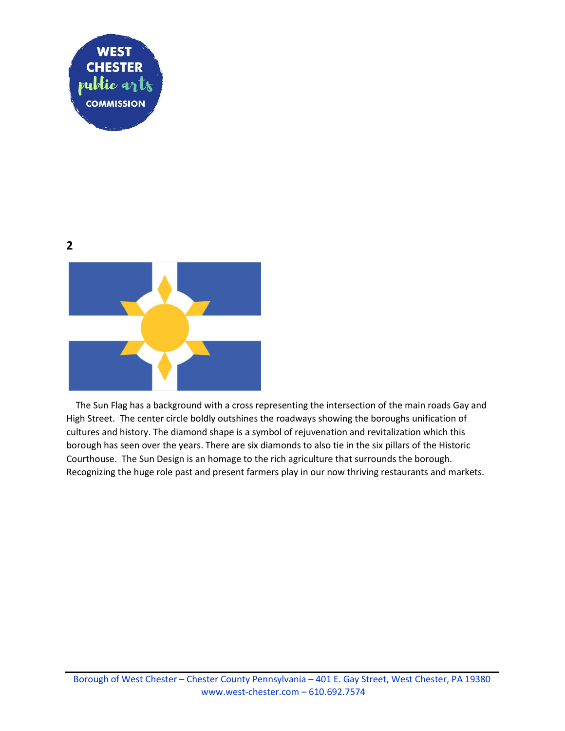**2**

The Sun Flag has a background with a cross representing the intersection of the main roads Gay and High Street. The center circle boldly outshines the roadways showing the boroughs unification of cultures and history. The diamond shape is a symbol of rejuvenation and revitalization which this borough has seen over the years. There are six diamonds to also tie in the six pillars of the Historic Courthouse. The Sun Design is an homage to the rich agriculture that surrounds the borough. Recognizing the huge role past and present farmers play in our now thriving restaurants and markets.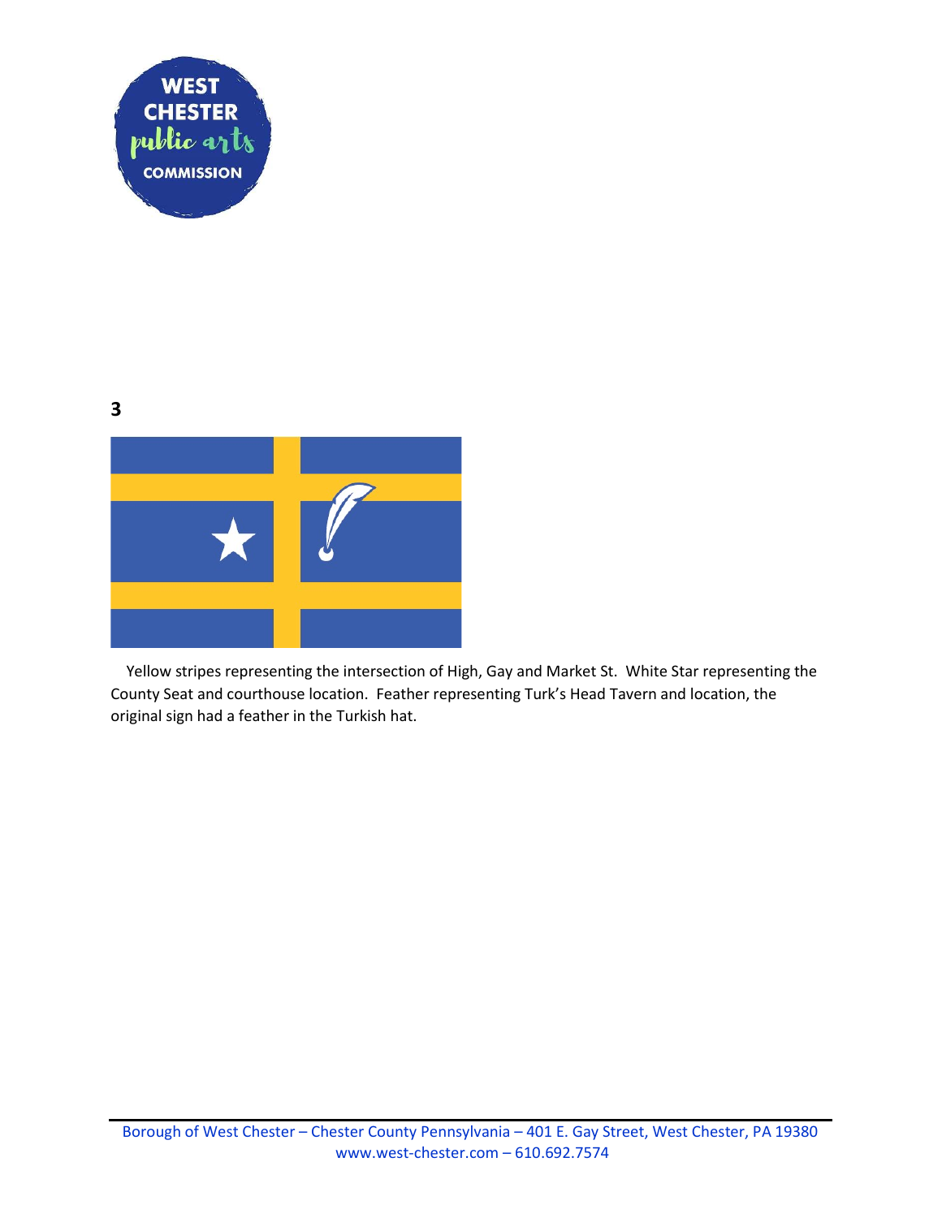**3**

Yellow stripes representing the intersection of High, Gay and Market St. White Star representing the County Seat and courthouse location. Feather representing Turk's Head Tavern and location, the original sign had a feather in the Turkish hat.